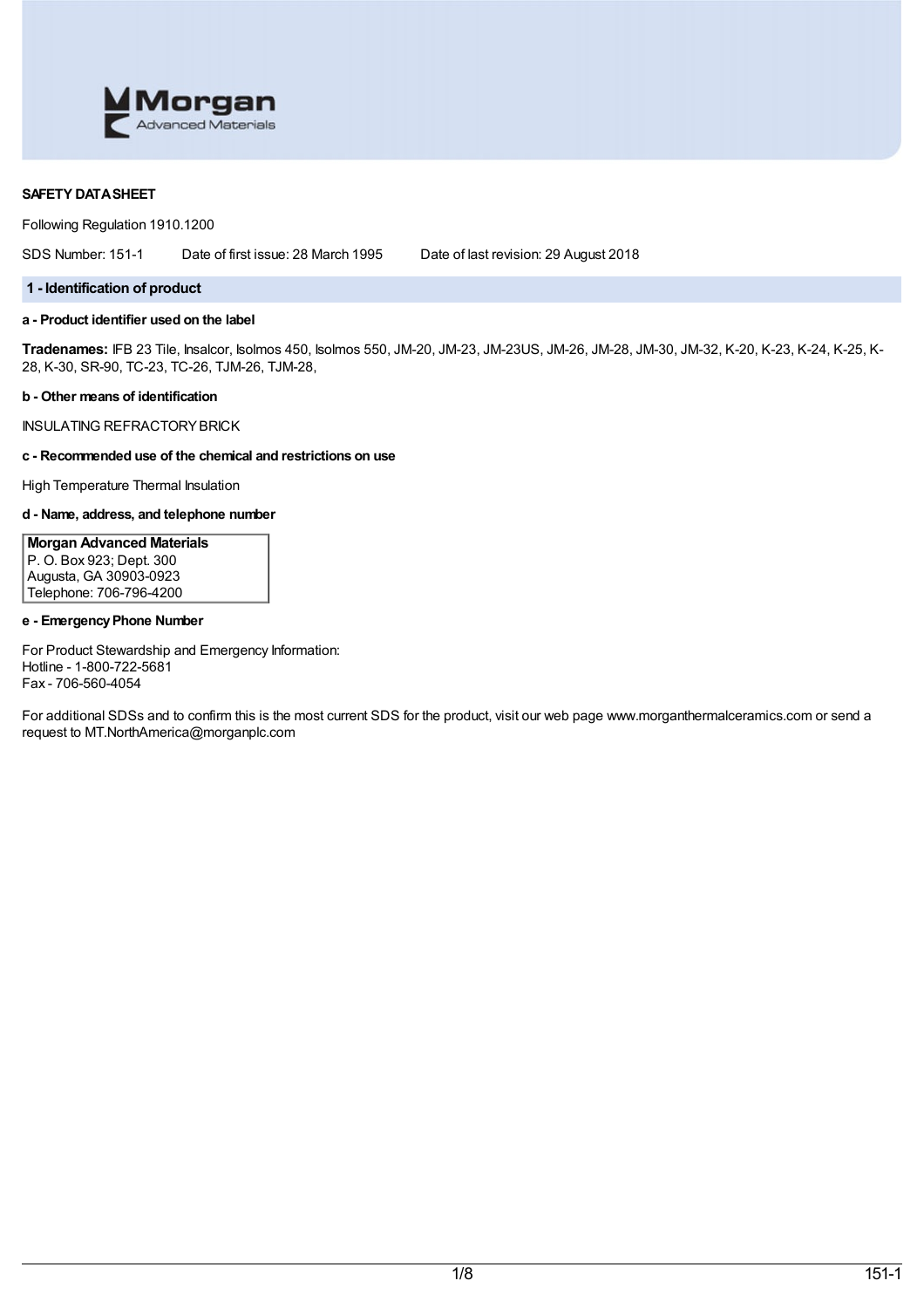**Morgan** Advanced Materials

**SAFETY DATA SHEET**

Following Regulation 1910.1200

SDS Number: 151-1  Date of first issue: 28 March 1995  Date of last revision: 29 August 2018

## 1 - Identification of product

**a - Product identifier used on the label**

**Tradenames:** IFB 23 Tile, Insalcor, Isolmos 450, Isolmos 550, JM-20, JM-23, JM-23US, JM-26, JM-28, JM-30, JM-32, K-20, K-23, K-24, K-25, K-28, K-30, SR-90, TC-23, TC-26, TJM-26, TJM-28,

**b - Other means of identification**

INSULATING REFRACTORY BRICK

**c - Recommended use of the chemical and restrictions on use**

High Temperature Thermal Insulation

**d - Name, address, and telephone number**

| **Morgan Advanced Materials** |
|---|
| P. O. Box 923; Dept. 300 |
| Augusta, GA 30903-0923 |
| Telephone: 706-796-4200 |

**e - Emergency Phone Number**

For Product Stewardship and Emergency Information:
Hotline - 1-800-722-5681
Fax - 706-560-4054

For additional SDSs and to confirm this is the most current SDS for the product, visit our web page www.morganthermalceramics.com or send a request to MT.NorthAmerica@morganplc.com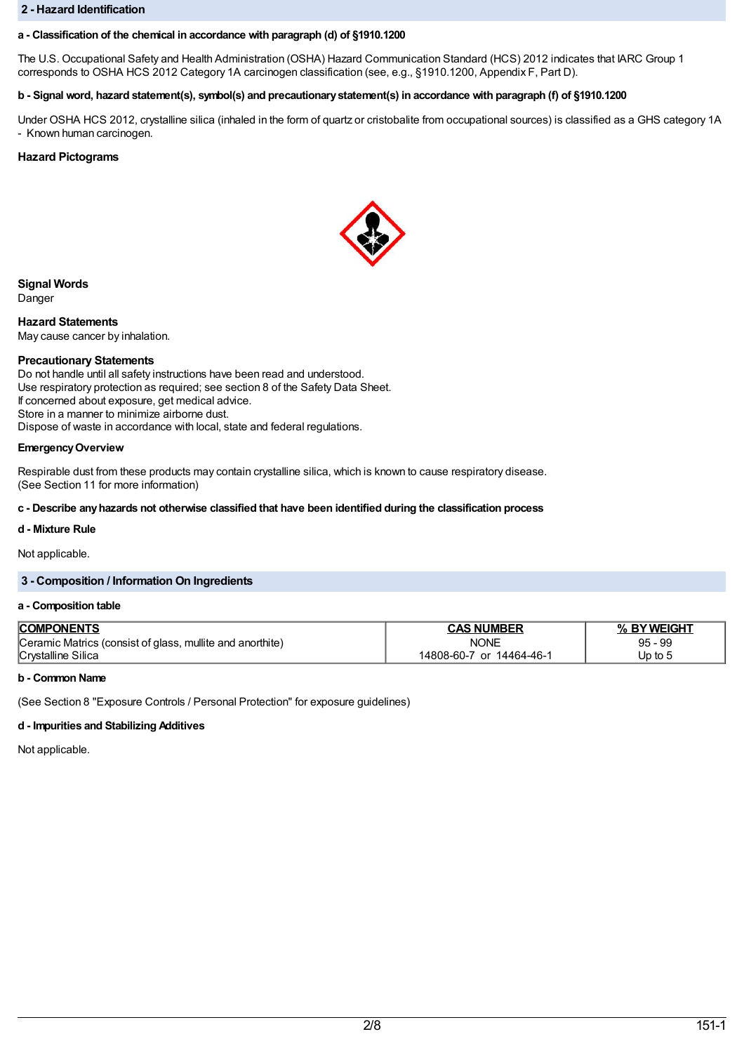## 2 - Hazard Identification

**a - Classification of the chemical in accordance with paragraph (d) of §1910.1200**

The U.S. Occupational Safety and Health Administration (OSHA) Hazard Communication Standard (HCS) 2012 indicates that IARC Group 1 corresponds to OSHA HCS 2012 Category 1A carcinogen classification (see, e.g., §1910.1200, Appendix F, Part D).

**b - Signal word, hazard statement(s), symbol(s) and precautionary statement(s) in accordance with paragraph (f) of §1910.1200**

Under OSHA HCS 2012, crystalline silica (inhaled in the form of quartz or cristobalite from occupational sources) is classified as a GHS category 1A - Known human carcinogen.

**Hazard Pictograms**

**Signal Words**
Danger

**Hazard Statements**
May cause cancer by inhalation.

**Precautionary Statements**
Do not handle until all safety instructions have been read and understood.
Use respiratory protection as required; see section 8 of the Safety Data Sheet.
If concerned about exposure, get medical advice.
Store in a manner to minimize airborne dust.
Dispose of waste in accordance with local, state and federal regulations.

**Emergency Overview**

Respirable dust from these products may contain crystalline silica, which is known to cause respiratory disease.
(See Section 11 for more information)

**c - Describe any hazards not otherwise classified that have been identified during the classification process**

**d - Mixture Rule**

Not applicable.

## 3 - Composition / Information On Ingredients

**a - Composition table**

| COMPONENTS | CAS NUMBER | % BY WEIGHT |
|---|---|---|
| Ceramic Matrics (consist of glass, mullite and anorthite) | NONE | 95 - 99 |
| Crystalline Silica | 14808-60-7 or 14464-46-1 | Up to 5 |

**b - Common Name**

(See Section 8 "Exposure Controls / Personal Protection" for exposure guidelines)

**d - Impurities and Stabilizing Additives**

Not applicable.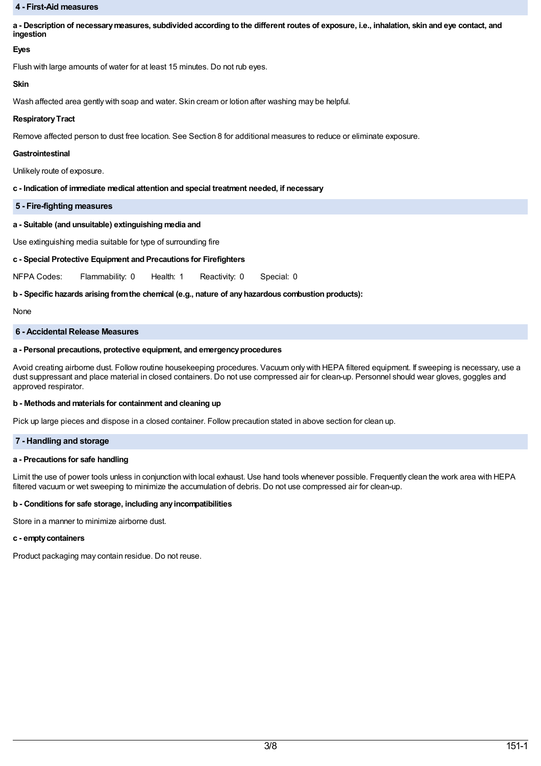## 4 - First-Aid measures

**a - Description of necessary measures, subdivided according to the different routes of exposure, i.e., inhalation, skin and eye contact, and ingestion**

**Eyes**

Flush with large amounts of water for at least 15 minutes. Do not rub eyes.

**Skin**

Wash affected area gently with soap and water. Skin cream or lotion after washing may be helpful.

**Respiratory Tract**

Remove affected person to dust free location. See Section 8 for additional measures to reduce or eliminate exposure.

**Gastrointestinal**

Unlikely route of exposure.

**c - Indication of immediate medical attention and special treatment needed, if necessary**

## 5 - Fire-fighting measures

**a - Suitable (and unsuitable) extinguishing media and**

Use extinguishing media suitable for type of surrounding fire

**c - Special Protective Equipment and Precautions for Firefighters**

NFPA Codes: Flammability: 0 Health: 1 Reactivity: 0 Special: 0

**b - Specific hazards arising from the chemical (e.g., nature of any hazardous combustion products):**

None

## 6 - Accidental Release Measures

**a - Personal precautions, protective equipment, and emergency procedures**

Avoid creating airborne dust. Follow routine housekeeping procedures. Vacuum only with HEPA filtered equipment. If sweeping is necessary, use a dust suppressant and place material in closed containers. Do not use compressed air for clean-up. Personnel should wear gloves, goggles and approved respirator.

**b - Methods and materials for containment and cleaning up**

Pick up large pieces and dispose in a closed container. Follow precaution stated in above section for clean up.

## 7 - Handling and storage

**a - Precautions for safe handling**

Limit the use of power tools unless in conjunction with local exhaust. Use hand tools whenever possible. Frequently clean the work area with HEPA filtered vacuum or wet sweeping to minimize the accumulation of debris. Do not use compressed air for clean-up.

**b - Conditions for safe storage, including any incompatibilities**

Store in a manner to minimize airborne dust.

**c - empty containers**

Product packaging may contain residue. Do not reuse.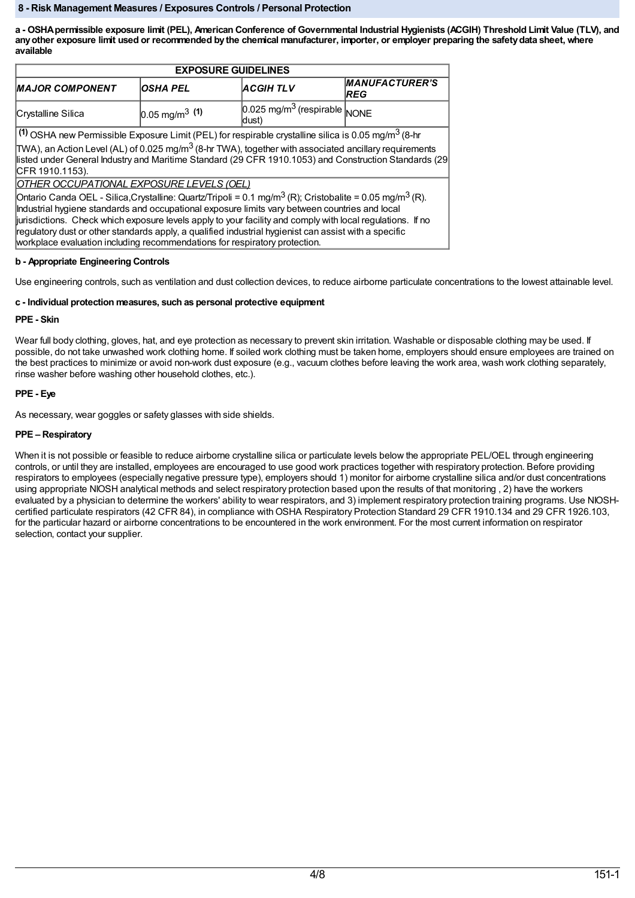## 8 - Risk Management Measures / Exposures Controls / Personal Protection

**a - OSHA permissible exposure limit (PEL), American Conference of Governmental Industrial Hygienists (ACGIH) Threshold Limit Value (TLV), and any other exposure limit used or recommended by the chemical manufacturer, importer, or employer preparing the safety data sheet, where available**

| EXPOSURE GUIDELINES | | | |
|---|---|---|---|
| ***MAJOR COMPONENT*** | ***OSHA PEL*** | ***ACGIH TLV*** | ***MANUFACTURER'S REG*** |
| Crystalline Silica | 0.05 mg/m$^3$ **(1)** | 0.025 mg/m$^3$ (respirable dust) | NONE |
| **(1)** OSHA new Permissible Exposure Limit (PEL) for respirable crystalline silica is 0.05 mg/m$^3$ (8-hr TWA), an Action Level (AL) of 0.025 mg/m$^3$ (8-hr TWA), together with associated ancillary requirements listed under General Industry and Maritime Standard (29 CFR 1910.1053) and Construction Standards (29 CFR 1910.1153). | | | |
| _OTHER OCCUPATIONAL EXPOSURE LEVELS (OEL)_ | | | |
| Ontario Canda OEL - Silica,Crystalline: Quartz/Tripoli = 0.1 mg/m$^3$ (R); Cristobalite = 0.05 mg/m$^3$ (R). Industrial hygiene standards and occupational exposure limits vary between countries and local jurisdictions. Check which exposure levels apply to your facility and comply with local regulations. If no regulatory dust or other standards apply, a qualified industrial hygienist can assist with a specific workplace evaluation including recommendations for respiratory protection. | | | |

**b - Appropriate Engineering Controls**

Use engineering controls, such as ventilation and dust collection devices, to reduce airborne particulate concentrations to the lowest attainable level.

**c - Individual protection measures, such as personal protective equipment**

**PPE - Skin**

Wear full body clothing, gloves, hat, and eye protection as necessary to prevent skin irritation. Washable or disposable clothing may be used. If possible, do not take unwashed work clothing home. If soiled work clothing must be taken home, employers should ensure employees are trained on the best practices to minimize or avoid non-work dust exposure (e.g., vacuum clothes before leaving the work area, wash work clothing separately, rinse washer before washing other household clothes, etc.).

**PPE - Eye**

As necessary, wear goggles or safety glasses with side shields.

**PPE – Respiratory**

When it is not possible or feasible to reduce airborne crystalline silica or particulate levels below the appropriate PEL/OEL through engineering controls, or until they are installed, employees are encouraged to use good work practices together with respiratory protection. Before providing respirators to employees (especially negative pressure type), employers should 1) monitor for airborne crystalline silica and/or dust concentrations using appropriate NIOSH analytical methods and select respiratory protection based upon the results of that monitoring , 2) have the workers evaluated by a physician to determine the workers' ability to wear respirators, and 3) implement respiratory protection training programs. Use NIOSH-certified particulate respirators (42 CFR 84), in compliance with OSHA Respiratory Protection Standard 29 CFR 1910.134 and 29 CFR 1926.103, for the particular hazard or airborne concentrations to be encountered in the work environment. For the most current information on respirator selection, contact your supplier.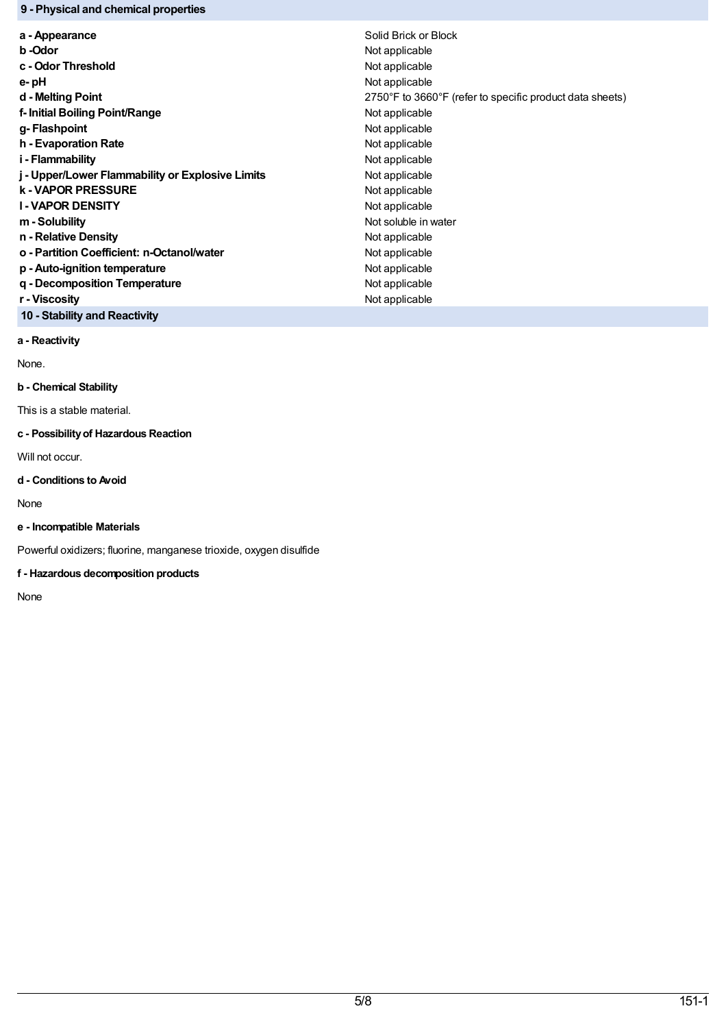## 9 - Physical and chemical properties

| | |
|---|---|
| **a - Appearance** | Solid Brick or Block |
| **b -Odor** | Not applicable |
| **c - Odor Threshold** | Not applicable |
| **e- pH** | Not applicable |
| **d - Melting Point** | 2750°F to 3660°F (refer to specific product data sheets) |
| **f- Initial Boiling Point/Range** | Not applicable |
| **g- Flashpoint** | Not applicable |
| **h - Evaporation Rate** | Not applicable |
| **i - Flammability** | Not applicable |
| **j - Upper/Lower Flammability or Explosive Limits** | Not applicable |
| **k - VAPOR PRESSURE** | Not applicable |
| **l - VAPOR DENSITY** | Not applicable |
| **m - Solubility** | Not soluble in water |
| **n - Relative Density** | Not applicable |
| **o - Partition Coefficient: n-Octanol/water** | Not applicable |
| **p - Auto-ignition temperature** | Not applicable |
| **q - Decomposition Temperature** | Not applicable |
| **r - Viscosity** | Not applicable |

## 10 - Stability and Reactivity

**a - Reactivity**

None.

**b - Chemical Stability**

This is a stable material.

**c - Possibility of Hazardous Reaction**

Will not occur.

**d - Conditions to Avoid**

None

**e - Incompatible Materials**

Powerful oxidizers; fluorine, manganese trioxide, oxygen disulfide

**f - Hazardous decomposition products**

None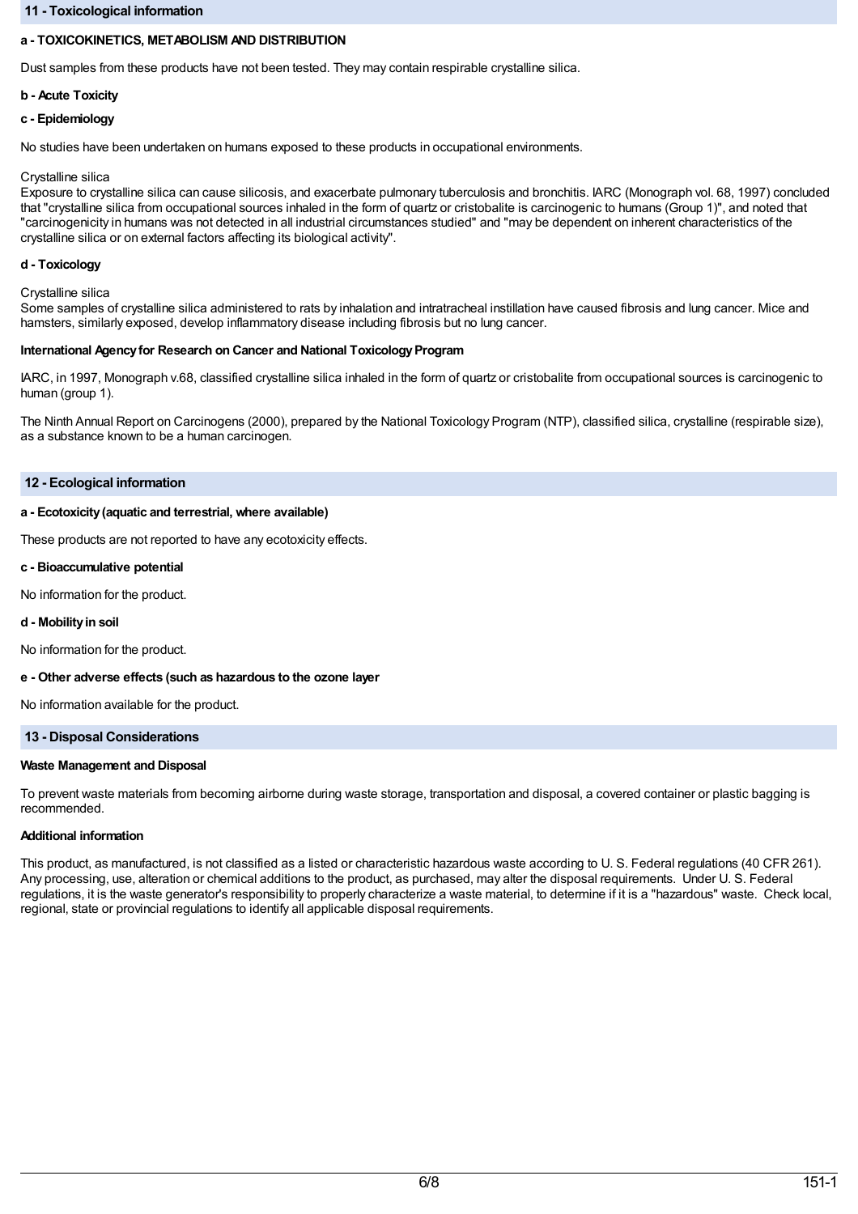## 11 - Toxicological information

**a - TOXICOKINETICS, METABOLISM AND DISTRIBUTION**

Dust samples from these products have not been tested. They may contain respirable crystalline silica.

**b - Acute Toxicity**

**c - Epidemiology**

No studies have been undertaken on humans exposed to these products in occupational environments.

Crystalline silica
Exposure to crystalline silica can cause silicosis, and exacerbate pulmonary tuberculosis and bronchitis. IARC (Monograph vol. 68, 1997) concluded that "crystalline silica from occupational sources inhaled in the form of quartz or cristobalite is carcinogenic to humans (Group 1)", and noted that "carcinogenicity in humans was not detected in all industrial circumstances studied" and "may be dependent on inherent characteristics of the crystalline silica or on external factors affecting its biological activity".

**d - Toxicology**

Crystalline silica
Some samples of crystalline silica administered to rats by inhalation and intratracheal instillation have caused fibrosis and lung cancer. Mice and hamsters, similarly exposed, develop inflammatory disease including fibrosis but no lung cancer.

**International Agency for Research on Cancer and National Toxicology Program**

IARC, in 1997, Monograph v.68, classified crystalline silica inhaled in the form of quartz or cristobalite from occupational sources is carcinogenic to human (group 1).

The Ninth Annual Report on Carcinogens (2000), prepared by the National Toxicology Program (NTP), classified silica, crystalline (respirable size), as a substance known to be a human carcinogen.

## 12 - Ecological information

**a - Ecotoxicity (aquatic and terrestrial, where available)**

These products are not reported to have any ecotoxicity effects.

**c - Bioaccumulative potential**

No information for the product.

**d - Mobility in soil**

No information for the product.

**e - Other adverse effects (such as hazardous to the ozone layer**

No information available for the product.

## 13 - Disposal Considerations

**Waste Management and Disposal**

To prevent waste materials from becoming airborne during waste storage, transportation and disposal, a covered container or plastic bagging is recommended.

**Additional information**

This product, as manufactured, is not classified as a listed or characteristic hazardous waste according to U. S. Federal regulations (40 CFR 261). Any processing, use, alteration or chemical additions to the product, as purchased, may alter the disposal requirements. Under U. S. Federal regulations, it is the waste generator's responsibility to properly characterize a waste material, to determine if it is a "hazardous" waste. Check local, regional, state or provincial regulations to identify all applicable disposal requirements.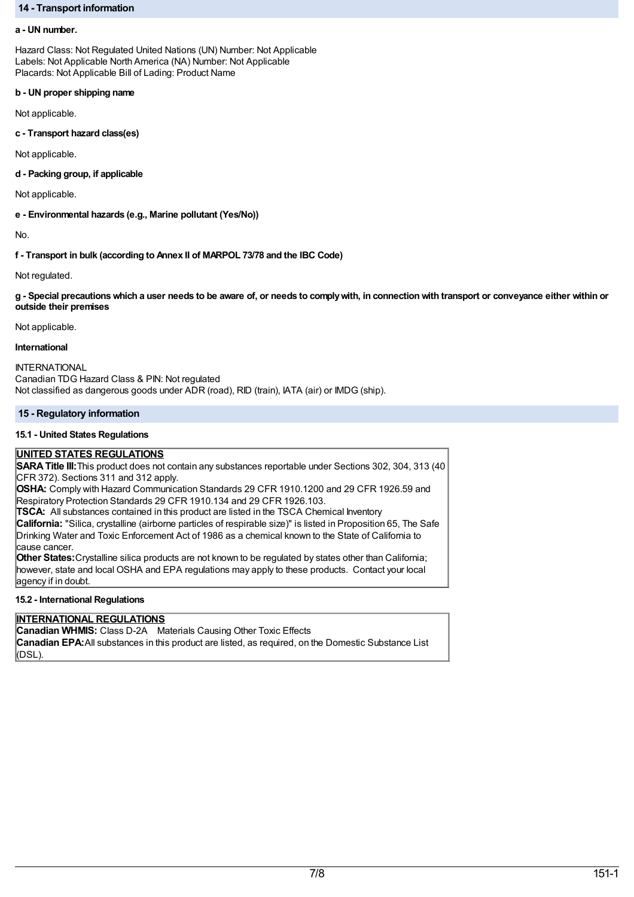## 14 - Transport information

**a - UN number.**

Hazard Class: Not Regulated United Nations (UN) Number: Not Applicable
Labels: Not Applicable North America (NA) Number: Not Applicable
Placards: Not Applicable Bill of Lading: Product Name

**b - UN proper shipping name**

Not applicable.

**c - Transport hazard class(es)**

Not applicable.

**d - Packing group, if applicable**

Not applicable.

**e - Environmental hazards (e.g., Marine pollutant (Yes/No))**

No.

**f - Transport in bulk (according to Annex II of MARPOL 73/78 and the IBC Code)**

Not regulated.

**g - Special precautions which a user needs to be aware of, or needs to comply with, in connection with transport or conveyance either within or outside their premises**

Not applicable.

**International**

INTERNATIONAL
Canadian TDG Hazard Class & PIN: Not regulated
Not classified as dangerous goods under ADR (road), RID (train), IATA (air) or IMDG (ship).

## 15 - Regulatory information

**15.1 - United States Regulations**

**UNITED STATES REGULATIONS**

**SARA Title III:** This product does not contain any substances reportable under Sections 302, 304, 313 (40 CFR 372). Sections 311 and 312 apply.

**OSHA:** Comply with Hazard Communication Standards 29 CFR 1910.1200 and 29 CFR 1926.59 and Respiratory Protection Standards 29 CFR 1910.134 and 29 CFR 1926.103.

**TSCA:** All substances contained in this product are listed in the TSCA Chemical Inventory

**California:** "Silica, crystalline (airborne particles of respirable size)" is listed in Proposition 65, The Safe Drinking Water and Toxic Enforcement Act of 1986 as a chemical known to the State of California to cause cancer.

**Other States:** Crystalline silica products are not known to be regulated by states other than California; however, state and local OSHA and EPA regulations may apply to these products. Contact your local agency if in doubt.

**15.2 - International Regulations**

**INTERNATIONAL REGULATIONS**

**Canadian WHMIS:** Class D-2A Materials Causing Other Toxic Effects

**Canadian EPA:** All substances in this product are listed, as required, on the Domestic Substance List (DSL).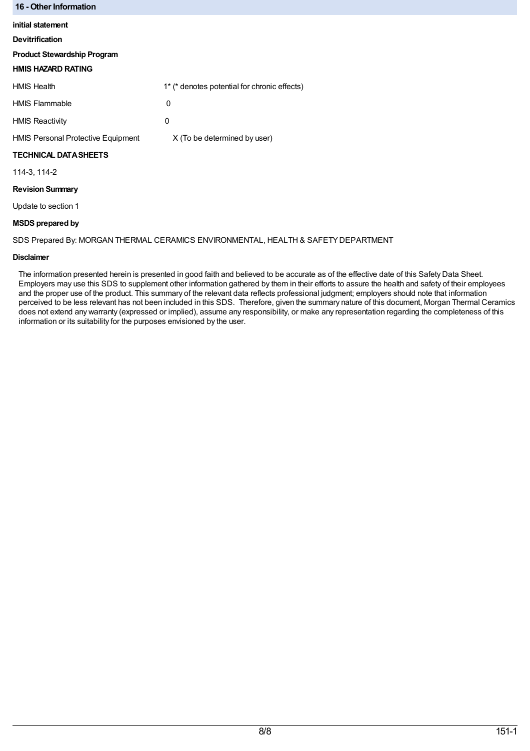## 16 - Other Information

**initial statement**

**Devitrification**

**Product Stewardship Program**

**HMIS HAZARD RATING**

| | |
|---|---|
| HMIS Health | 1* (* denotes potential for chronic effects) |
| HMIS Flammable | 0 |
| HMIS Reactivity | 0 |
| HMIS Personal Protective Equipment | X (To be determined by user) |

**TECHNICAL DATA SHEETS**

114-3, 114-2

**Revision Summary**

Update to section 1

**MSDS prepared by**

SDS Prepared By: MORGAN THERMAL CERAMICS ENVIRONMENTAL, HEALTH & SAFETY DEPARTMENT

**Disclaimer**

The information presented herein is presented in good faith and believed to be accurate as of the effective date of this Safety Data Sheet. Employers may use this SDS to supplement other information gathered by them in their efforts to assure the health and safety of their employees and the proper use of the product. This summary of the relevant data reflects professional judgment; employers should note that information perceived to be less relevant has not been included in this SDS. Therefore, given the summary nature of this document, Morgan Thermal Ceramics does not extend any warranty (expressed or implied), assume any responsibility, or make any representation regarding the completeness of this information or its suitability for the purposes envisioned by the user.